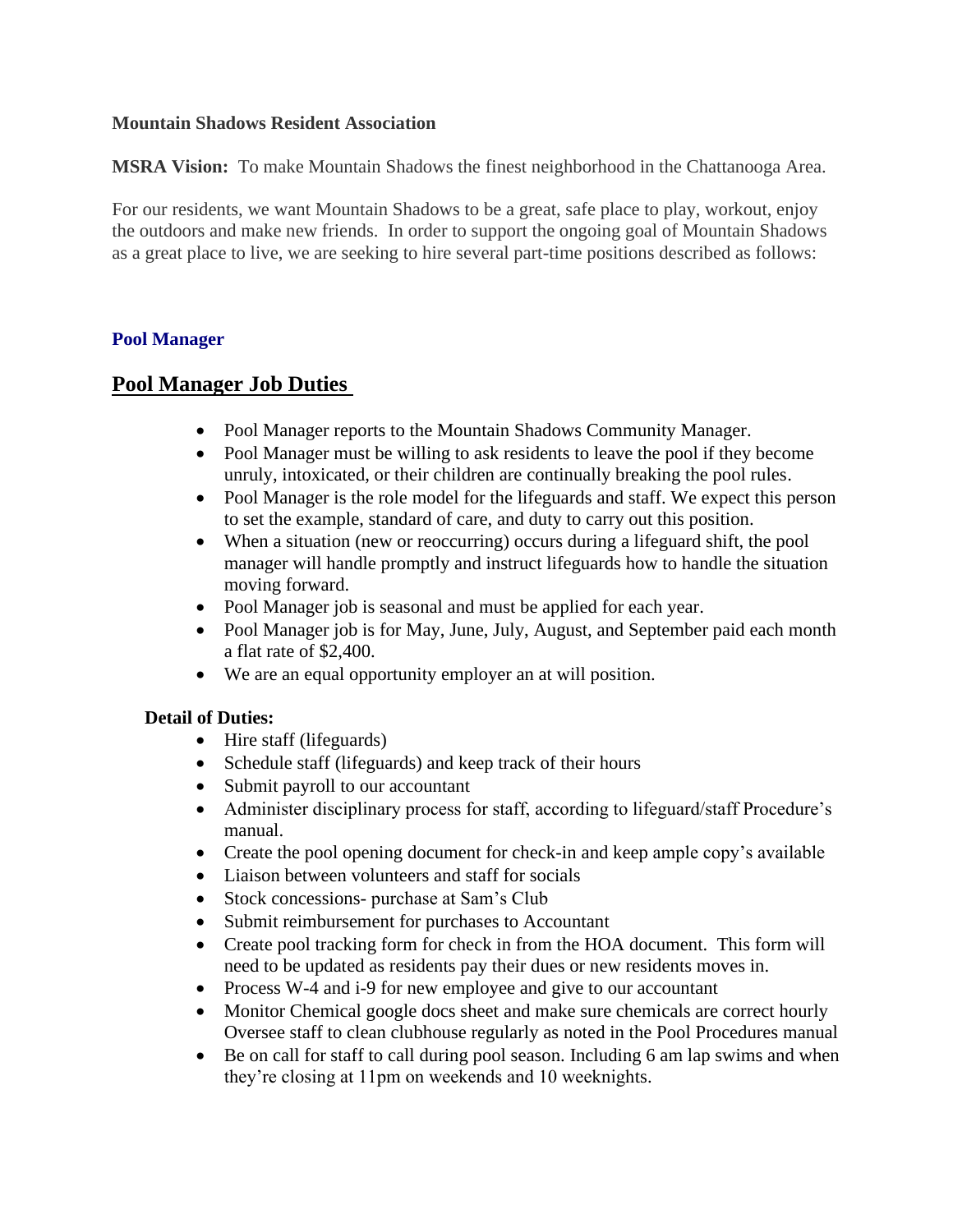**Mountain Shadows Resident Association**

**MSRA Vision:** To make Mountain Shadows the finest neighborhood in the Chattanooga Area.

For our residents, we want Mountain Shadows to be a great, safe place to play, workout, enjoy the outdoors and make new friends. In order to support the ongoing goal of Mountain Shadows as a great place to live, we are seeking to hire several part-time positions described as follows:

### Pool Manager

## Pool Manager Job Duties

- Pool Manager reports to the Mountain Shadows Community Manager.
- Pool Manager must be willing to ask residents to leave the pool if they become unruly, intoxicated, or their children are continually breaking the pool rules.
- Pool Manager is the role model for the lifeguards and staff. We expect this person to set the example, standard of care, and duty to carry out this position.
- When a situation (new or reoccurring) occurs during a lifeguard shift, the pool manager will handle promptly and instruct lifeguards how to handle the situation moving forward.
- Pool Manager job is seasonal and must be applied for each year.
- Pool Manager job is for May, June, July, August, and September paid each month a flat rate of $2,400.
- We are an equal opportunity employer an at will position.

**Detail of Duties:**

- Hire staff (lifeguards)
- Schedule staff (lifeguards) and keep track of their hours
- Submit payroll to our accountant
- Administer disciplinary process for staff, according to lifeguard/staff Procedure's manual.
- Create the pool opening document for check-in and keep ample copy's available
- Liaison between volunteers and staff for socials
- Stock concessions- purchase at Sam's Club
- Submit reimbursement for purchases to Accountant
- Create pool tracking form for check in from the HOA document. This form will need to be updated as residents pay their dues or new residents moves in.
- Process W-4 and i-9 for new employee and give to our accountant
- Monitor Chemical google docs sheet and make sure chemicals are correct hourly Oversee staff to clean clubhouse regularly as noted in the Pool Procedures manual
- Be on call for staff to call during pool season. Including 6 am lap swims and when they're closing at 11pm on weekends and 10 weeknights.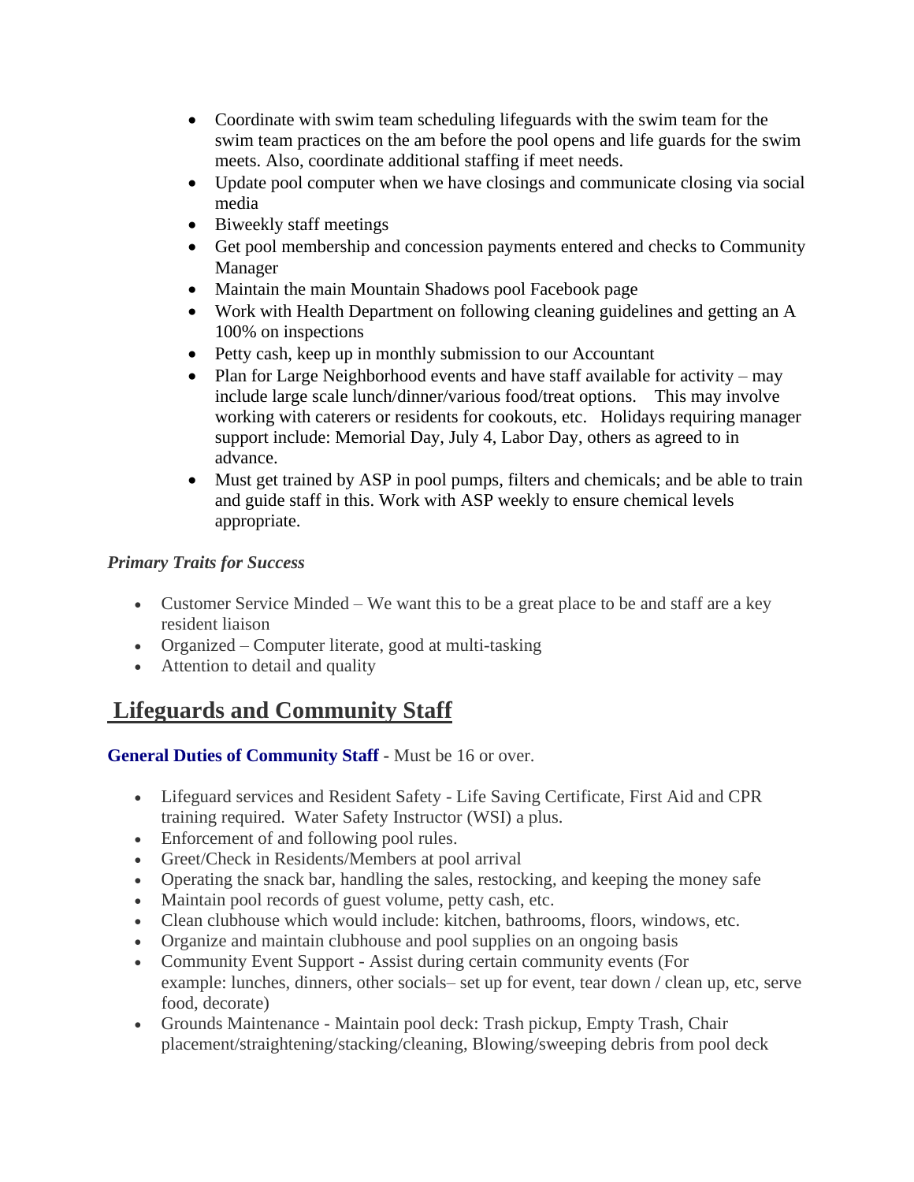- Coordinate with swim team scheduling lifeguards with the swim team for the swim team practices on the am before the pool opens and life guards for the swim meets. Also, coordinate additional staffing if meet needs.
- Update pool computer when we have closings and communicate closing via social media
- Biweekly staff meetings
- Get pool membership and concession payments entered and checks to Community Manager
- Maintain the main Mountain Shadows pool Facebook page
- Work with Health Department on following cleaning guidelines and getting an A 100% on inspections
- Petty cash, keep up in monthly submission to our Accountant
- Plan for Large Neighborhood events and have staff available for activity – may include large scale lunch/dinner/various food/treat options. This may involve working with caterers or residents for cookouts, etc. Holidays requiring manager support include: Memorial Day, July 4, Labor Day, others as agreed to in advance.
- Must get trained by ASP in pool pumps, filters and chemicals; and be able to train and guide staff in this. Work with ASP weekly to ensure chemical levels appropriate.

***Primary Traits for Success***

- Customer Service Minded – We want this to be a great place to be and staff are a key resident liaison
- Organized – Computer literate, good at multi-tasking
- Attention to detail and quality

## Lifeguards and Community Staff

**General Duties of Community Staff** - Must be 16 or over.

- Lifeguard services and Resident Safety - Life Saving Certificate, First Aid and CPR training required. Water Safety Instructor (WSI) a plus.
- Enforcement of and following pool rules.
- Greet/Check in Residents/Members at pool arrival
- Operating the snack bar, handling the sales, restocking, and keeping the money safe
- Maintain pool records of guest volume, petty cash, etc.
- Clean clubhouse which would include: kitchen, bathrooms, floors, windows, etc.
- Organize and maintain clubhouse and pool supplies on an ongoing basis
- Community Event Support - Assist during certain community events (For example: lunches, dinners, other socials– set up for event, tear down / clean up, etc, serve food, decorate)
- Grounds Maintenance - Maintain pool deck: Trash pickup, Empty Trash, Chair placement/straightening/stacking/cleaning, Blowing/sweeping debris from pool deck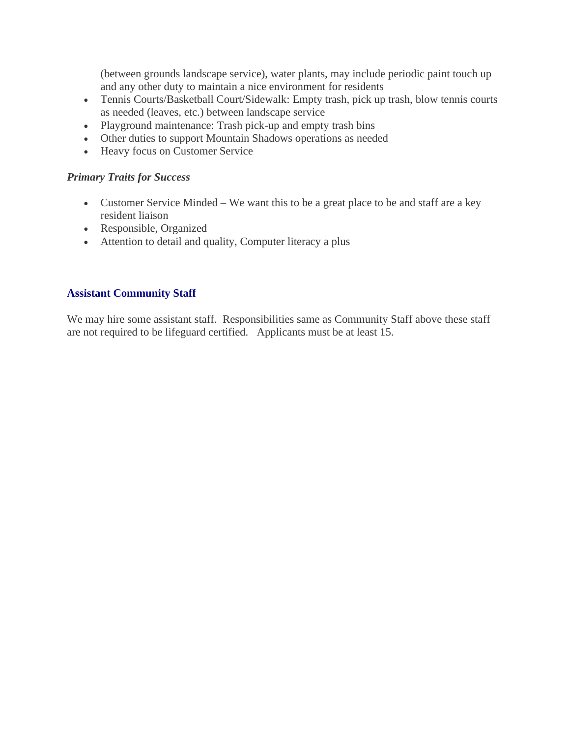(between grounds landscape service), water plants, may include periodic paint touch up and any other duty to maintain a nice environment for residents

- Tennis Courts/Basketball Court/Sidewalk: Empty trash, pick up trash, blow tennis courts as needed (leaves, etc.) between landscape service
- Playground maintenance: Trash pick-up and empty trash bins
- Other duties to support Mountain Shadows operations as needed
- Heavy focus on Customer Service

***Primary Traits for Success***

- Customer Service Minded – We want this to be a great place to be and staff are a key resident liaison
- Responsible, Organized
- Attention to detail and quality, Computer literacy a plus

### Assistant Community Staff

We may hire some assistant staff. Responsibilities same as Community Staff above these staff are not required to be lifeguard certified. Applicants must be at least 15.